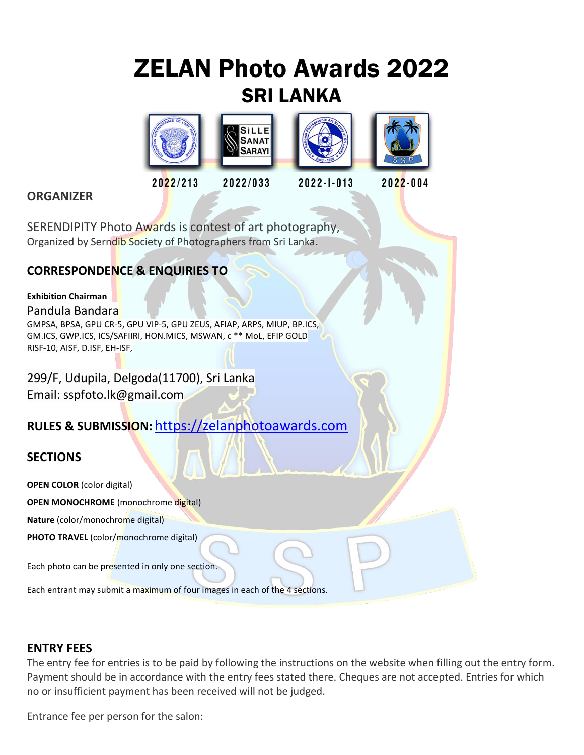# ZELAN Photo Awards 2022

## SRI LANKA

2022/213 2022/033 2022-I-013 2022-004

## ORGANIZER

SERENDIPITY Photo Awards is contest of art photography,
Organized by Serndib Society of Photographers from Sri Lanka.

## CORRESPONDENCE & ENQUIRIES TO

**Exhibition Chairman**

Pandula Bandara

GMPSA, BPSA, GPU CR-5, GPU VIP-5, GPU ZEUS, AFIAP, ARPS, MIUP, BP.ICS, GM.ICS, GWP.ICS, ICS/SAFIIRI, HON.MICS, MSWAN, c ** MoL, EFIP GOLD RISF-10, AISF, D.ISF, EH-ISF,

299/F, Udupila, Delgoda(11700), Sri Lanka
Email: sspfoto.lk@gmail.com

## RULES & SUBMISSION: https://zelanphotoawards.com

## SECTIONS

**OPEN COLOR** (color digital)

**OPEN MONOCHROME** (monochrome digital)

**Nature** (color/monochrome digital)

**PHOTO TRAVEL** (color/monochrome digital)

Each photo can be presented in only one section.

Each entrant may submit a maximum of four images in each of the 4 sections.

## ENTRY FEES

The entry fee for entries is to be paid by following the instructions on the website when filling out the entry form. Payment should be in accordance with the entry fees stated there. Cheques are not accepted. Entries for which no or insufficient payment has been received will not be judged.

Entrance fee per person for the salon: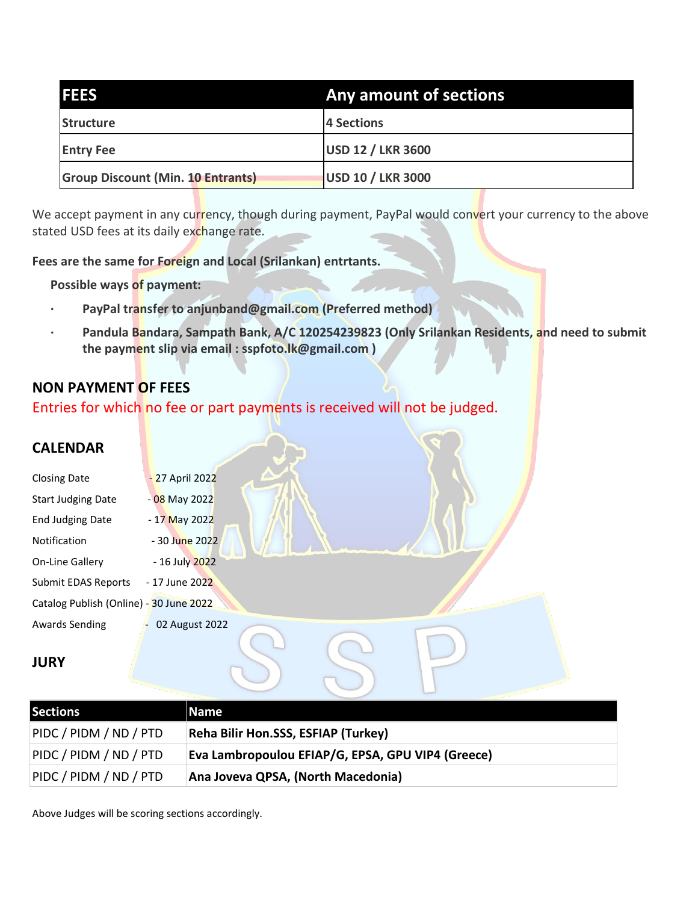| FEES | Any amount of sections |
|---|---|
| Structure | 4 Sections |
| Entry Fee | USD 12 / LKR 3600 |
| Group Discount (Min. 10 Entrants) | USD 10 / LKR 3000 |

We accept payment in any currency, though during payment, PayPal would convert your currency to the above stated USD fees at its daily exchange rate.

**Fees are the same for Foreign and Local (Srilankan) entrtants.**

**Possible ways of payment:**

- **PayPal transfer to anjunband@gmail.com (Preferred method)**
- **Pandula Bandara, Sampath Bank, A/C 120254239823 (Only Srilankan Residents, and need to submit the payment slip via email : sspfoto.lk@gmail.com )**

## NON PAYMENT OF FEES

Entries for which no fee or part payments is received will not be judged.

## CALENDAR

Closing Date - 27 April 2022
Start Judging Date - 08 May 2022
End Judging Date - 17 May 2022
Notification - 30 June 2022
On-Line Gallery - 16 July 2022
Submit EDAS Reports - 17 June 2022
Catalog Publish (Online) - 30 June 2022
Awards Sending - 02 August 2022

## JURY

| Sections | Name |
|---|---|
| PIDC / PIDM / ND / PTD | **Reha Bilir Hon.SSS, ESFIAP (Turkey)** |
| PIDC / PIDM / ND / PTD | **Eva Lambropoulou EFIAP/G, EPSA, GPU VIP4 (Greece)** |
| PIDC / PIDM / ND / PTD | **Ana Joveva QPSA, (North Macedonia)** |

Above Judges will be scoring sections accordingly.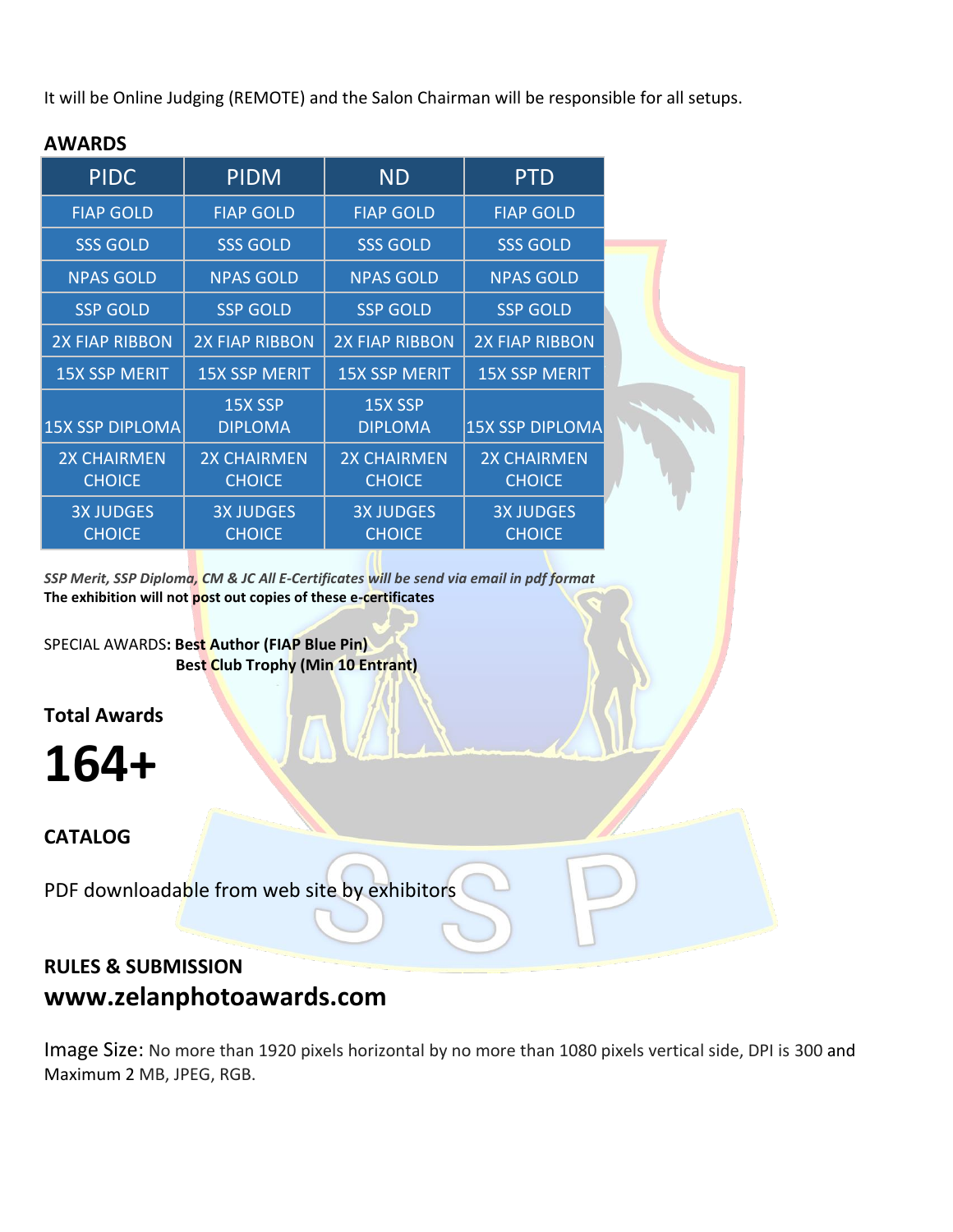It will be Online Judging (REMOTE) and the Salon Chairman will be responsible for all setups.

## AWARDS

| PIDC | PIDM | ND | PTD |
|---|---|---|---|
| FIAP GOLD | FIAP GOLD | FIAP GOLD | FIAP GOLD |
| SSS GOLD | SSS GOLD | SSS GOLD | SSS GOLD |
| NPAS GOLD | NPAS GOLD | NPAS GOLD | NPAS GOLD |
| SSP GOLD | SSP GOLD | SSP GOLD | SSP GOLD |
| 2X FIAP RIBBON | 2X FIAP RIBBON | 2X FIAP RIBBON | 2X FIAP RIBBON |
| 15X SSP MERIT | 15X SSP MERIT | 15X SSP MERIT | 15X SSP MERIT |
| 15X SSP DIPLOMA | 15X SSP DIPLOMA | 15X SSP DIPLOMA | 15X SSP DIPLOMA |
| 2X CHAIRMEN CHOICE | 2X CHAIRMEN CHOICE | 2X CHAIRMEN CHOICE | 2X CHAIRMEN CHOICE |
| 3X JUDGES CHOICE | 3X JUDGES CHOICE | 3X JUDGES CHOICE | 3X JUDGES CHOICE |

***SSP Merit, SSP Diploma, CM & JC All E-Certificates will be send via email in pdf format***
**The exhibition will not post out copies of these e-certificates**

SPECIAL AWARDS: **Best Author (FIAP Blue Pin)**
**Best Club Trophy (Min 10 Entrant)**

### Total Awards

# 164+

### CATALOG

PDF downloadable from web site by exhibitors

### RULES & SUBMISSION

## www.zelanphotoawards.com

Image Size: No more than 1920 pixels horizontal by no more than 1080 pixels vertical side, DPI is 300 and Maximum 2 MB, JPEG, RGB.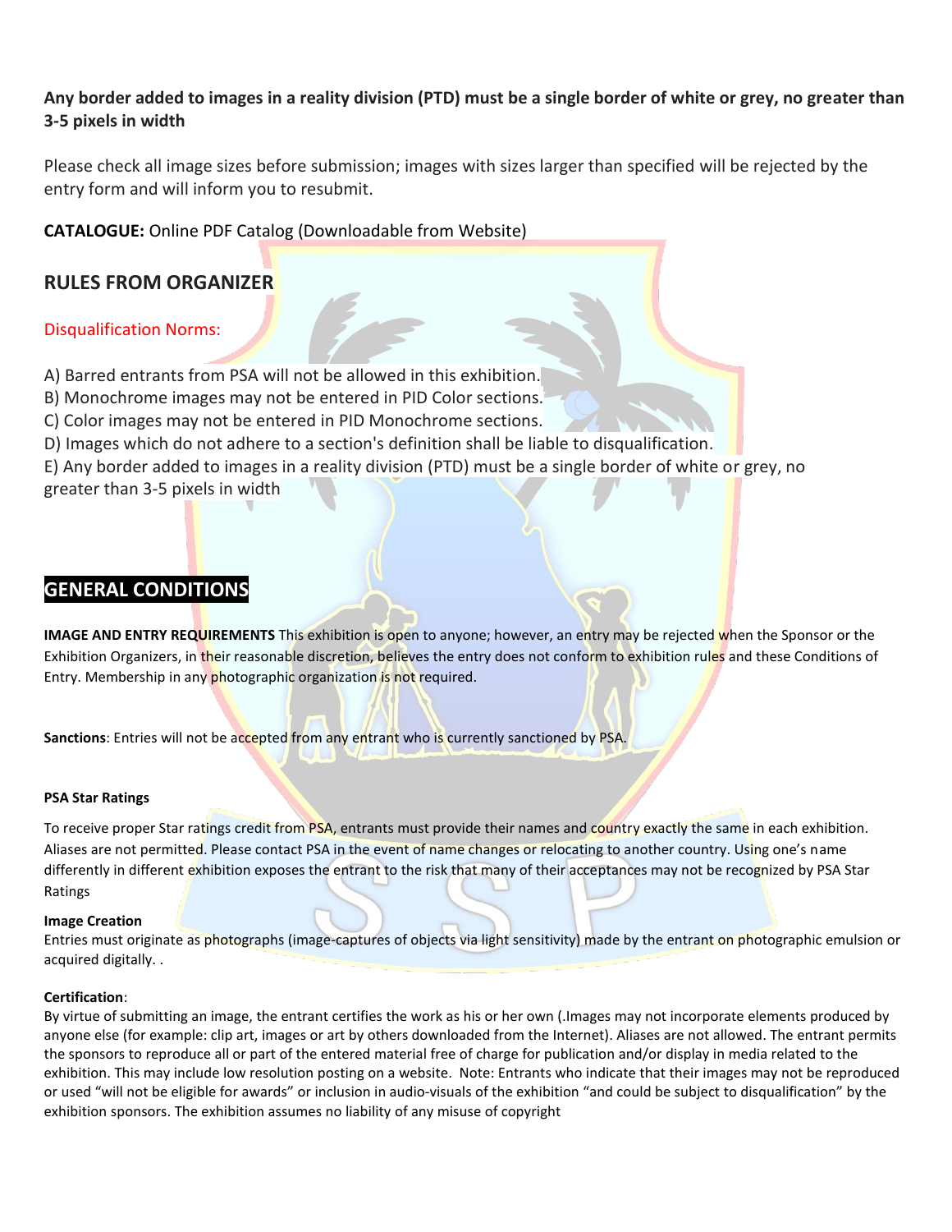**Any border added to images in a reality division (PTD) must be a single border of white or grey, no greater than 3-5 pixels in width**

Please check all image sizes before submission; images with sizes larger than specified will be rejected by the entry form and will inform you to resubmit.

**CATALOGUE:** Online PDF Catalog (Downloadable from Website)

## RULES FROM ORGANIZER

Disqualification Norms:

A) Barred entrants from PSA will not be allowed in this exhibition.
B) Monochrome images may not be entered in PID Color sections.
C) Color images may not be entered in PID Monochrome sections.
D) Images which do not adhere to a section's definition shall be liable to disqualification.
E) Any border added to images in a reality division (PTD) must be a single border of white or grey, no greater than 3-5 pixels in width

## GENERAL CONDITIONS

**IMAGE AND ENTRY REQUIREMENTS** This exhibition is open to anyone; however, an entry may be rejected when the Sponsor or the Exhibition Organizers, in their reasonable discretion, believes the entry does not conform to exhibition rules and these Conditions of Entry. Membership in any photographic organization is not required.

**Sanctions**: Entries will not be accepted from any entrant who is currently sanctioned by PSA.

**PSA Star Ratings**

To receive proper Star ratings credit from PSA, entrants must provide their names and country exactly the same in each exhibition. Aliases are not permitted. Please contact PSA in the event of name changes or relocating to another country. Using one's name differently in different exhibition exposes the entrant to the risk that many of their acceptances may not be recognized by PSA Star Ratings

**Image Creation**
Entries must originate as photographs (image-captures of objects via light sensitivity) made by the entrant on photographic emulsion or acquired digitally. .

**Certification**:
By virtue of submitting an image, the entrant certifies the work as his or her own (.Images may not incorporate elements produced by anyone else (for example: clip art, images or art by others downloaded from the Internet). Aliases are not allowed. The entrant permits the sponsors to reproduce all or part of the entered material free of charge for publication and/or display in media related to the exhibition. This may include low resolution posting on a website. Note: Entrants who indicate that their images may not be reproduced or used "will not be eligible for awards" or inclusion in audio-visuals of the exhibition "and could be subject to disqualification" by the exhibition sponsors. The exhibition assumes no liability of any misuse of copyright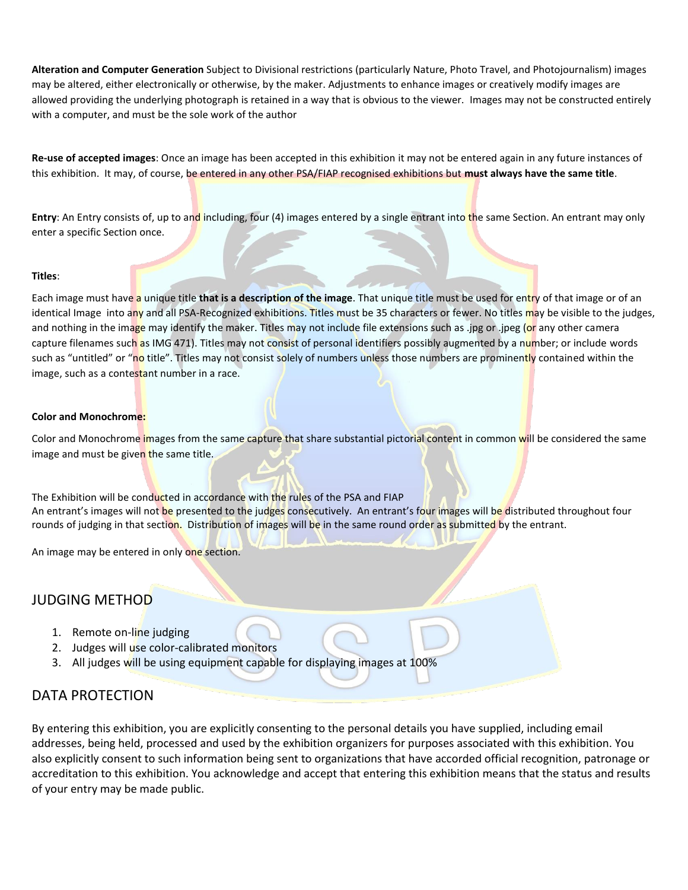**Alteration and Computer Generation** Subject to Divisional restrictions (particularly Nature, Photo Travel, and Photojournalism) images may be altered, either electronically or otherwise, by the maker. Adjustments to enhance images or creatively modify images are allowed providing the underlying photograph is retained in a way that is obvious to the viewer. Images may not be constructed entirely with a computer, and must be the sole work of the author

**Re-use of accepted images**: Once an image has been accepted in this exhibition it may not be entered again in any future instances of this exhibition. It may, of course, be entered in any other PSA/FIAP recognised exhibitions but **must always have the same title**.

**Entry**: An Entry consists of, up to and including, four (4) images entered by a single entrant into the same Section. An entrant may only enter a specific Section once.

**Titles**:

Each image must have a unique title **that is a description of the image**. That unique title must be used for entry of that image or of an identical Image into any and all PSA-Recognized exhibitions. Titles must be 35 characters or fewer. No titles may be visible to the judges, and nothing in the image may identify the maker. Titles may not include file extensions such as .jpg or .jpeg (or any other camera capture filenames such as IMG 471). Titles may not consist of personal identifiers possibly augmented by a number; or include words such as "untitled" or "no title". Titles may not consist solely of numbers unless those numbers are prominently contained within the image, such as a contestant number in a race.

**Color and Monochrome:**

Color and Monochrome images from the same capture that share substantial pictorial content in common will be considered the same image and must be given the same title.

The Exhibition will be conducted in accordance with the rules of the PSA and FIAP
An entrant's images will not be presented to the judges consecutively. An entrant's four images will be distributed throughout four rounds of judging in that section. Distribution of images will be in the same round order as submitted by the entrant.

An image may be entered in only one section.

## JUDGING METHOD

1. Remote on-line judging
2. Judges will use color-calibrated monitors
3. All judges will be using equipment capable for displaying images at 100%

## DATA PROTECTION

By entering this exhibition, you are explicitly consenting to the personal details you have supplied, including email addresses, being held, processed and used by the exhibition organizers for purposes associated with this exhibition. You also explicitly consent to such information being sent to organizations that have accorded official recognition, patronage or accreditation to this exhibition. You acknowledge and accept that entering this exhibition means that the status and results of your entry may be made public.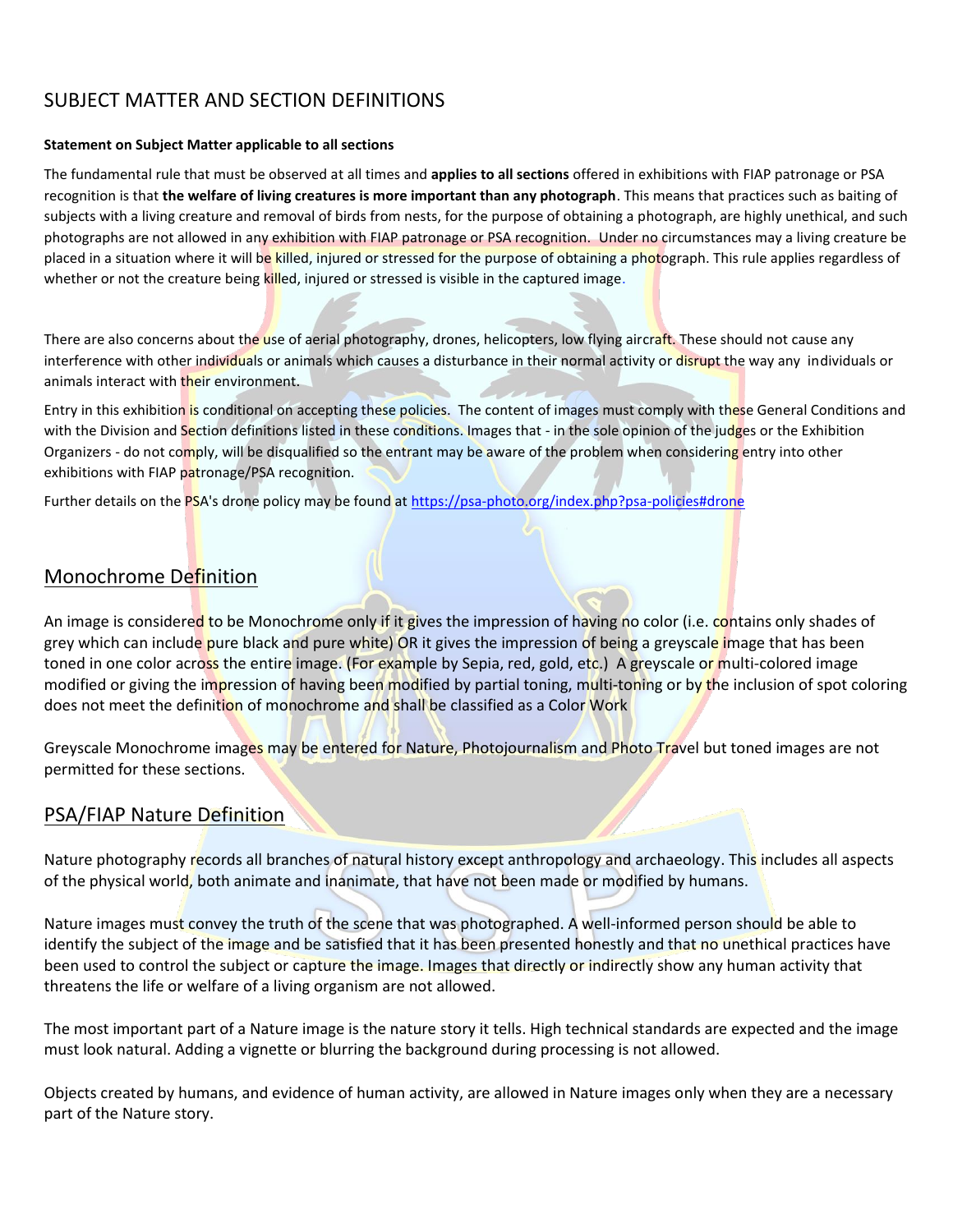# SUBJECT MATTER AND SECTION DEFINITIONS

**Statement on Subject Matter applicable to all sections**

The fundamental rule that must be observed at all times and **applies to all sections** offered in exhibitions with FIAP patronage or PSA recognition is that **the welfare of living creatures is more important than any photograph**. This means that practices such as baiting of subjects with a living creature and removal of birds from nests, for the purpose of obtaining a photograph, are highly unethical, and such photographs are not allowed in any exhibition with FIAP patronage or PSA recognition. Under no circumstances may a living creature be placed in a situation where it will be killed, injured or stressed for the purpose of obtaining a photograph. This rule applies regardless of whether or not the creature being killed, injured or stressed is visible in the captured image.

There are also concerns about the use of aerial photography, drones, helicopters, low flying aircraft. These should not cause any interference with other individuals or animals which causes a disturbance in their normal activity or disrupt the way any individuals or animals interact with their environment.

Entry in this exhibition is conditional on accepting these policies. The content of images must comply with these General Conditions and with the Division and Section definitions listed in these conditions. Images that - in the sole opinion of the judges or the Exhibition Organizers - do not comply, will be disqualified so the entrant may be aware of the problem when considering entry into other exhibitions with FIAP patronage/PSA recognition.

Further details on the PSA's drone policy may be found at https://psa-photo.org/index.php?psa-policies#drone

## Monochrome Definition

An image is considered to be Monochrome only if it gives the impression of having no color (i.e. contains only shades of grey which can include pure black and pure white) OR it gives the impression of being a greyscale image that has been toned in one color across the entire image. (For example by Sepia, red, gold, etc.) A greyscale or multi-colored image modified or giving the impression of having been modified by partial toning, multi-toning or by the inclusion of spot coloring does not meet the definition of monochrome and shall be classified as a Color Work

Greyscale Monochrome images may be entered for Nature, Photojournalism and Photo Travel but toned images are not permitted for these sections.

## PSA/FIAP Nature Definition

Nature photography records all branches of natural history except anthropology and archaeology. This includes all aspects of the physical world, both animate and inanimate, that have not been made or modified by humans.

Nature images must convey the truth of the scene that was photographed. A well-informed person should be able to identify the subject of the image and be satisfied that it has been presented honestly and that no unethical practices have been used to control the subject or capture the image. Images that directly or indirectly show any human activity that threatens the life or welfare of a living organism are not allowed.

The most important part of a Nature image is the nature story it tells. High technical standards are expected and the image must look natural. Adding a vignette or blurring the background during processing is not allowed.

Objects created by humans, and evidence of human activity, are allowed in Nature images only when they are a necessary part of the Nature story.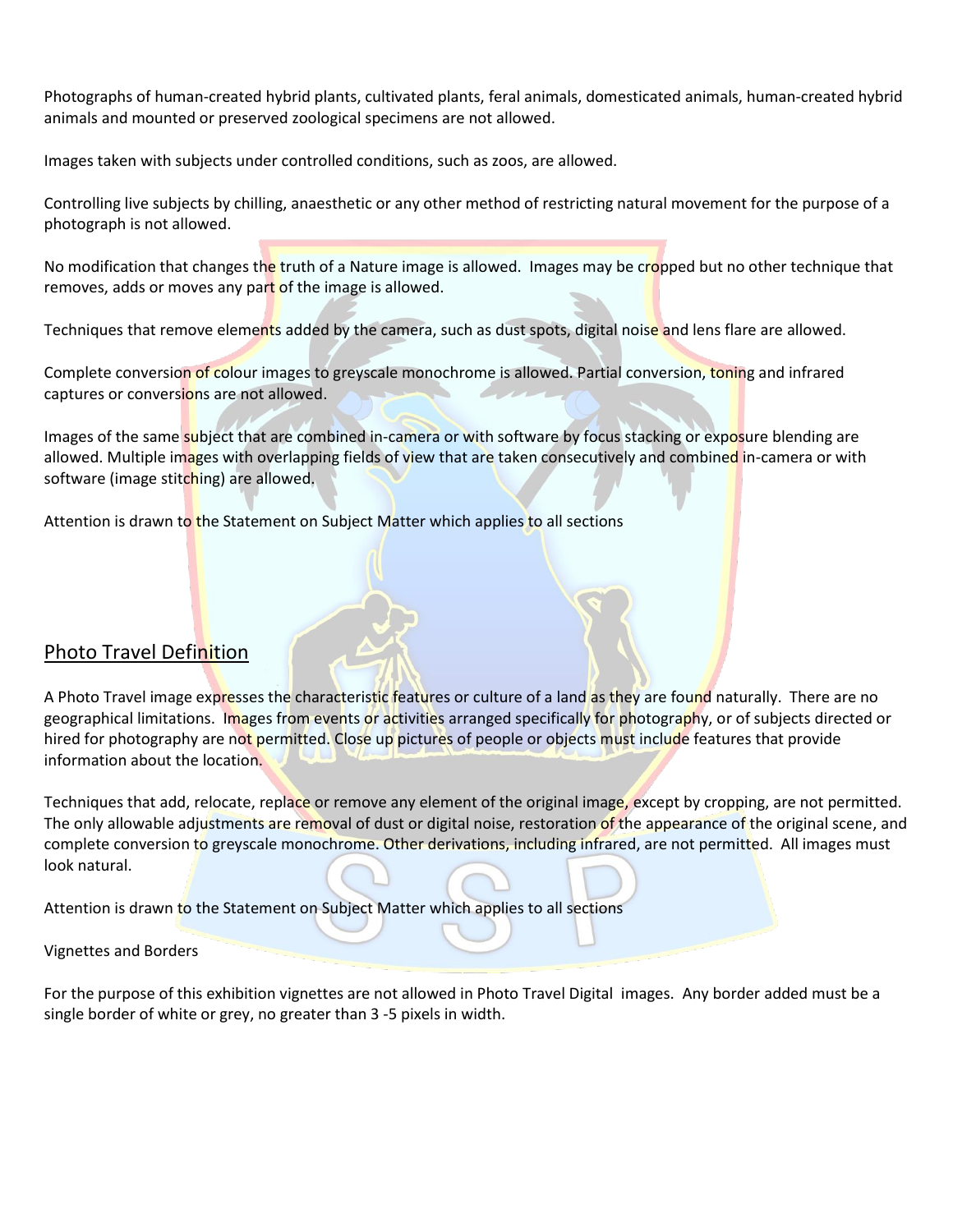Photographs of human-created hybrid plants, cultivated plants, feral animals, domesticated animals, human-created hybrid animals and mounted or preserved zoological specimens are not allowed.

Images taken with subjects under controlled conditions, such as zoos, are allowed.

Controlling live subjects by chilling, anaesthetic or any other method of restricting natural movement for the purpose of a photograph is not allowed.

No modification that changes the truth of a Nature image is allowed. Images may be cropped but no other technique that removes, adds or moves any part of the image is allowed.

Techniques that remove elements added by the camera, such as dust spots, digital noise and lens flare are allowed.

Complete conversion of colour images to greyscale monochrome is allowed. Partial conversion, toning and infrared captures or conversions are not allowed.

Images of the same subject that are combined in-camera or with software by focus stacking or exposure blending are allowed. Multiple images with overlapping fields of view that are taken consecutively and combined in-camera or with software (image stitching) are allowed.

Attention is drawn to the Statement on Subject Matter which applies to all sections

## Photo Travel Definition

A Photo Travel image expresses the characteristic features or culture of a land as they are found naturally. There are no geographical limitations. Images from events or activities arranged specifically for photography, or of subjects directed or hired for photography are not permitted. Close up pictures of people or objects must include features that provide information about the location.

Techniques that add, relocate, replace or remove any element of the original image, except by cropping, are not permitted. The only allowable adjustments are removal of dust or digital noise, restoration of the appearance of the original scene, and complete conversion to greyscale monochrome. Other derivations, including infrared, are not permitted. All images must look natural.

Attention is drawn to the Statement on Subject Matter which applies to all sections

Vignettes and Borders

For the purpose of this exhibition vignettes are not allowed in Photo Travel Digital images. Any border added must be a single border of white or grey, no greater than 3 -5 pixels in width.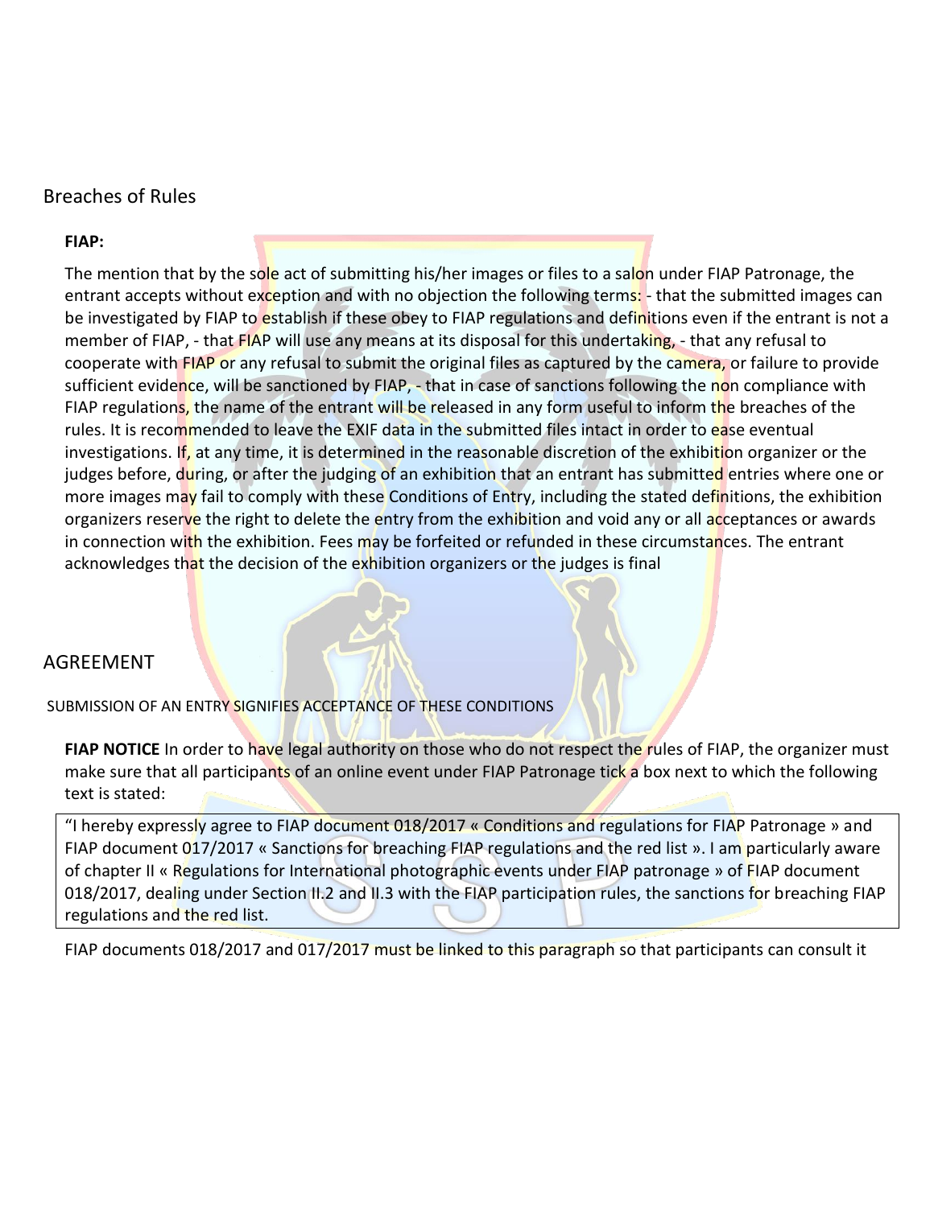## Breaches of Rules

**FIAP:**

The mention that by the sole act of submitting his/her images or files to a salon under FIAP Patronage, the entrant accepts without exception and with no objection the following terms: - that the submitted images can be investigated by FIAP to establish if these obey to FIAP regulations and definitions even if the entrant is not a member of FIAP, - that FIAP will use any means at its disposal for this undertaking, - that any refusal to cooperate with FIAP or any refusal to submit the original files as captured by the camera, or failure to provide sufficient evidence, will be sanctioned by FIAP, - that in case of sanctions following the non compliance with FIAP regulations, the name of the entrant will be released in any form useful to inform the breaches of the rules. It is recommended to leave the EXIF data in the submitted files intact in order to ease eventual investigations. If, at any time, it is determined in the reasonable discretion of the exhibition organizer or the judges before, during, or after the judging of an exhibition that an entrant has submitted entries where one or more images may fail to comply with these Conditions of Entry, including the stated definitions, the exhibition organizers reserve the right to delete the entry from the exhibition and void any or all acceptances or awards in connection with the exhibition. Fees may be forfeited or refunded in these circumstances. The entrant acknowledges that the decision of the exhibition organizers or the judges is final

## AGREEMENT

SUBMISSION OF AN ENTRY SIGNIFIES ACCEPTANCE OF THESE CONDITIONS

**FIAP NOTICE** In order to have legal authority on those who do not respect the rules of FIAP, the organizer must make sure that all participants of an online event under FIAP Patronage tick a box next to which the following text is stated:

> "I hereby expressly agree to FIAP document 018/2017 « Conditions and regulations for FIAP Patronage » and FIAP document 017/2017 « Sanctions for breaching FIAP regulations and the red list ». I am particularly aware of chapter II « Regulations for International photographic events under FIAP patronage » of FIAP document 018/2017, dealing under Section II.2 and II.3 with the FIAP participation rules, the sanctions for breaching FIAP regulations and the red list.

FIAP documents 018/2017 and 017/2017 must be linked to this paragraph so that participants can consult it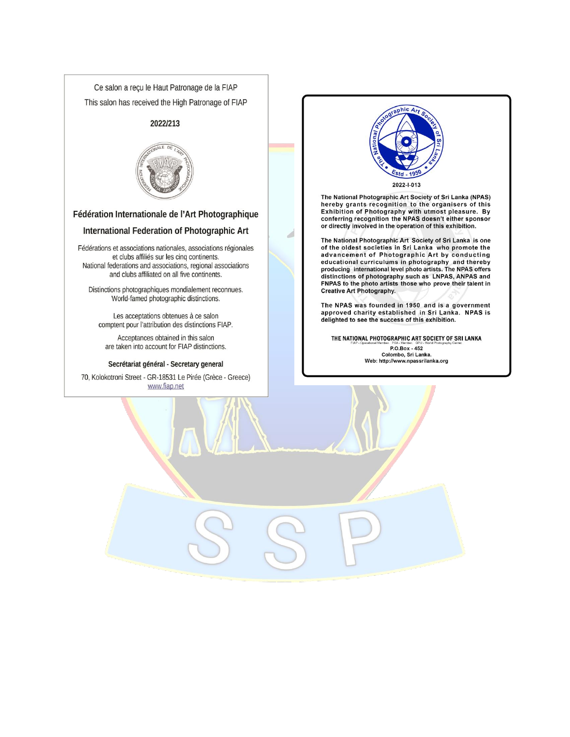Ce salon a reçu le Haut Patronage de la FIAP

This salon has received the High Patronage of FIAP

**2022/213**

## Fédération Internationale de l'Art Photographique

## International Federation of Photographic Art

Fédérations et associations nationales, associations régionales et clubs affiliés sur les cinq continents.
National federations and associations, regional associations and clubs affiliated on all five continents.

Distinctions photographiques mondialement reconnues.
World-famed photographic distinctions.

Les acceptations obtenues à ce salon comptent pour l'attribution des distinctions FIAP.

Acceptances obtained in this salon are taken into account for FIAP distinctions.

**Secrétariat général - Secretary general**

70, Kolokotroni Street - GR-18531 Le Pirée (Grèce - Greece)
www.fiap.net

---

**2022-I-013**

**The National Photographic Art Society of Sri Lanka (NPAS) hereby grants recognition to the organisers of this Exhibition of Photography with utmost pleasure. By conferring recognition the NPAS doesn't either sponsor or directly involved in the operation of this exhibition.**

**The National Photographic Art Society of Sri Lanka is one of the oldest societies in Sri Lanka who promote the advancement of Photographic Art by conducting educational curriculums in photography and thereby producing international level photo artists. The NPAS offers distinctions of photography such as LNPAS, ANPAS and FNPAS to the photo artists those who prove their talent in Creative Art Photography.**

**The NPAS was founded in 1950 and is a government approved charity established in Sri Lanka. NPAS is delighted to see the success of this exhibition.**

**THE NATIONAL PHOTOGRAPHIC ART SOCIETY OF SRI LANKA**
FIAP - Operational Member. PSA - Member. GPU - World Photography Center.
**P.O.Box - 452**
**Colombo, Sri Lanka.**
**Web: http://www.npassrilanka.org**